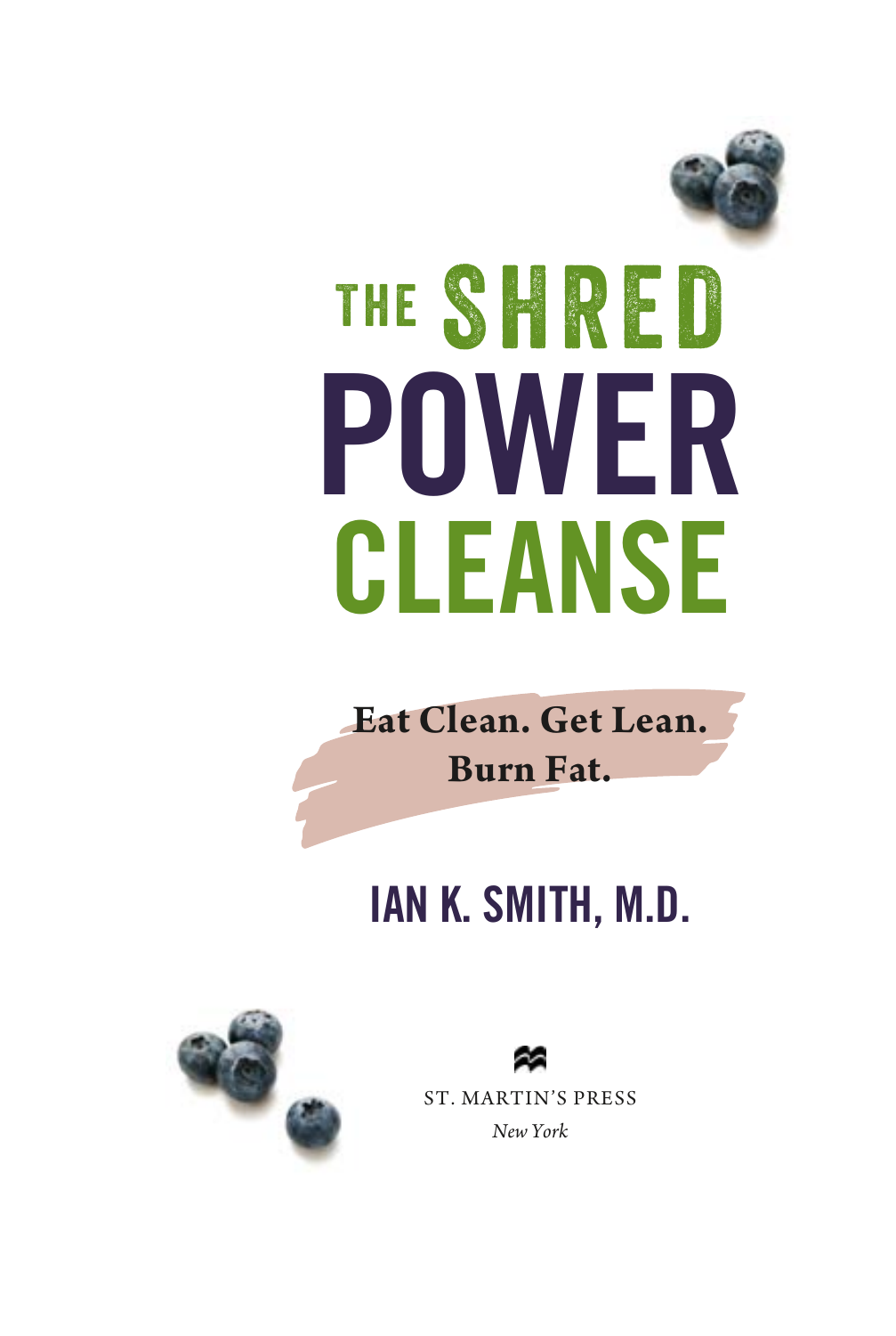# THE SHRED POWER CLEANSE

**Eat Clean. Get Lean. Burn Fat.**

## IAN K. SMITH, M.D.

ST. MARTIN'S PRESS

*New York*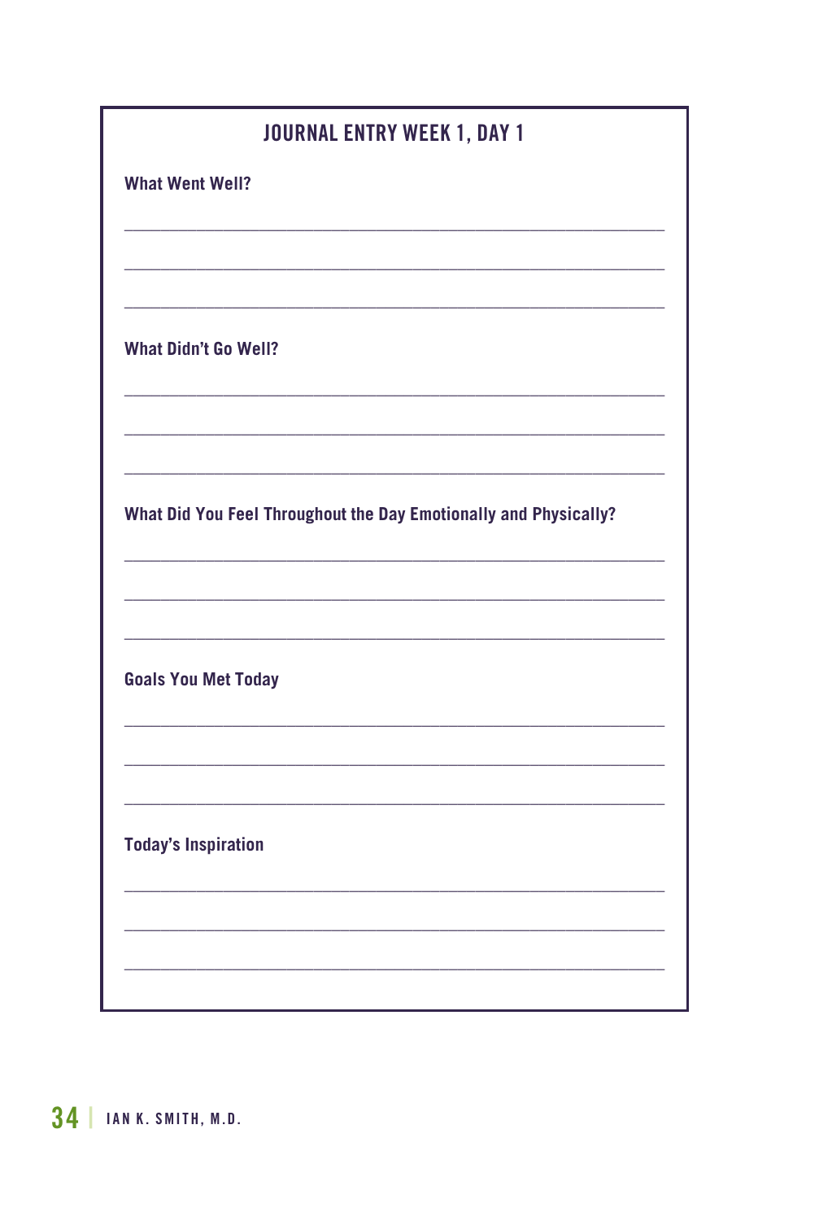## JOURNAL ENTRY WEEK 1, DAY 1

**What Went Well?**

\_\_\_\_\_\_\_\_\_\_\_\_\_\_\_\_\_\_\_\_\_\_\_\_\_\_\_\_\_\_\_\_\_\_\_\_\_\_\_\_\_\_\_\_\_\_\_\_

\_\_\_\_\_\_\_\_\_\_\_\_\_\_\_\_\_\_\_\_\_\_\_\_\_\_\_\_\_\_\_\_\_\_\_\_\_\_\_\_\_\_\_\_\_\_\_\_

\_\_\_\_\_\_\_\_\_\_\_\_\_\_\_\_\_\_\_\_\_\_\_\_\_\_\_\_\_\_\_\_\_\_\_\_\_\_\_\_\_\_\_\_\_\_\_\_

**What Didn't Go Well?**

\_\_\_\_\_\_\_\_\_\_\_\_\_\_\_\_\_\_\_\_\_\_\_\_\_\_\_\_\_\_\_\_\_\_\_\_\_\_\_\_\_\_\_\_\_\_\_\_

\_\_\_\_\_\_\_\_\_\_\_\_\_\_\_\_\_\_\_\_\_\_\_\_\_\_\_\_\_\_\_\_\_\_\_\_\_\_\_\_\_\_\_\_\_\_\_\_

\_\_\_\_\_\_\_\_\_\_\_\_\_\_\_\_\_\_\_\_\_\_\_\_\_\_\_\_\_\_\_\_\_\_\_\_\_\_\_\_\_\_\_\_\_\_\_\_

**What Did You Feel Throughout the Day Emotionally and Physically?**

\_\_\_\_\_\_\_\_\_\_\_\_\_\_\_\_\_\_\_\_\_\_\_\_\_\_\_\_\_\_\_\_\_\_\_\_\_\_\_\_\_\_\_\_\_\_\_\_

\_\_\_\_\_\_\_\_\_\_\_\_\_\_\_\_\_\_\_\_\_\_\_\_\_\_\_\_\_\_\_\_\_\_\_\_\_\_\_\_\_\_\_\_\_\_\_\_

\_\_\_\_\_\_\_\_\_\_\_\_\_\_\_\_\_\_\_\_\_\_\_\_\_\_\_\_\_\_\_\_\_\_\_\_\_\_\_\_\_\_\_\_\_\_\_\_

**Goals You Met Today**

\_\_\_\_\_\_\_\_\_\_\_\_\_\_\_\_\_\_\_\_\_\_\_\_\_\_\_\_\_\_\_\_\_\_\_\_\_\_\_\_\_\_\_\_\_\_\_\_

\_\_\_\_\_\_\_\_\_\_\_\_\_\_\_\_\_\_\_\_\_\_\_\_\_\_\_\_\_\_\_\_\_\_\_\_\_\_\_\_\_\_\_\_\_\_\_\_

\_\_\_\_\_\_\_\_\_\_\_\_\_\_\_\_\_\_\_\_\_\_\_\_\_\_\_\_\_\_\_\_\_\_\_\_\_\_\_\_\_\_\_\_\_\_\_\_

**Today's Inspiration**

\_\_\_\_\_\_\_\_\_\_\_\_\_\_\_\_\_\_\_\_\_\_\_\_\_\_\_\_\_\_\_\_\_\_\_\_\_\_\_\_\_\_\_\_\_\_\_\_

\_\_\_\_\_\_\_\_\_\_\_\_\_\_\_\_\_\_\_\_\_\_\_\_\_\_\_\_\_\_\_\_\_\_\_\_\_\_\_\_\_\_\_\_\_\_\_\_

\_\_\_\_\_\_\_\_\_\_\_\_\_\_\_\_\_\_\_\_\_\_\_\_\_\_\_\_\_\_\_\_\_\_\_\_\_\_\_\_\_\_\_\_\_\_\_\_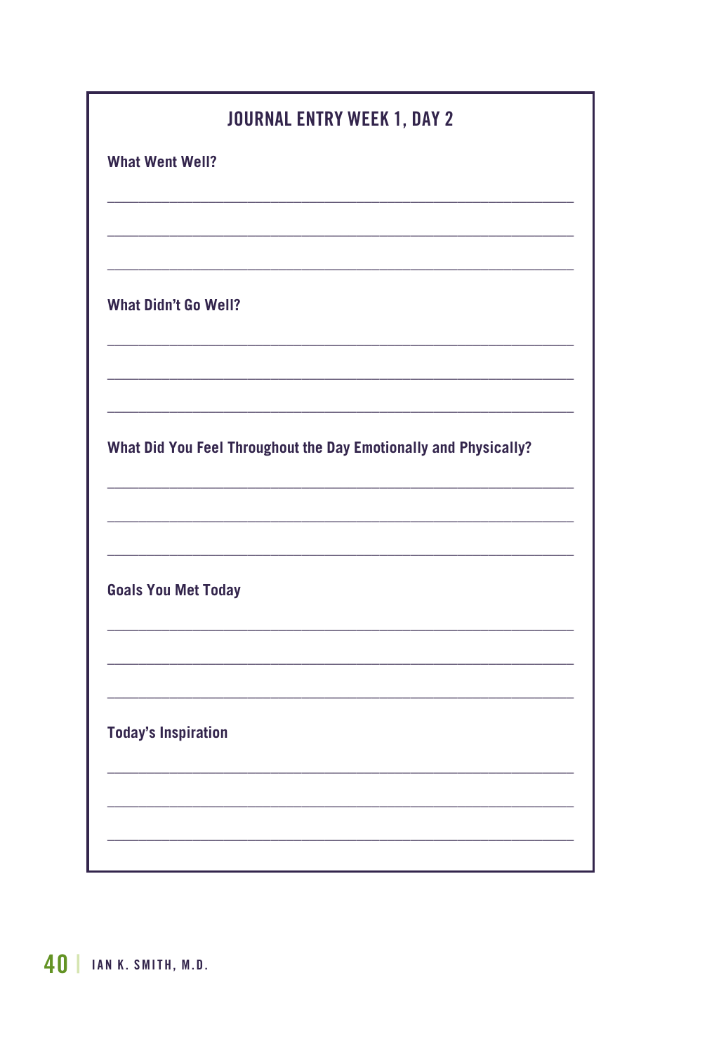## JOURNAL ENTRY WEEK 1, DAY 2

**What Went Well?**

___________________________________________________________

___________________________________________________________

___________________________________________________________

**What Didn't Go Well?**

___________________________________________________________

___________________________________________________________

___________________________________________________________

**What Did You Feel Throughout the Day Emotionally and Physically?**

___________________________________________________________

___________________________________________________________

___________________________________________________________

**Goals You Met Today**

___________________________________________________________

___________________________________________________________

___________________________________________________________

**Today's Inspiration**

___________________________________________________________

___________________________________________________________

___________________________________________________________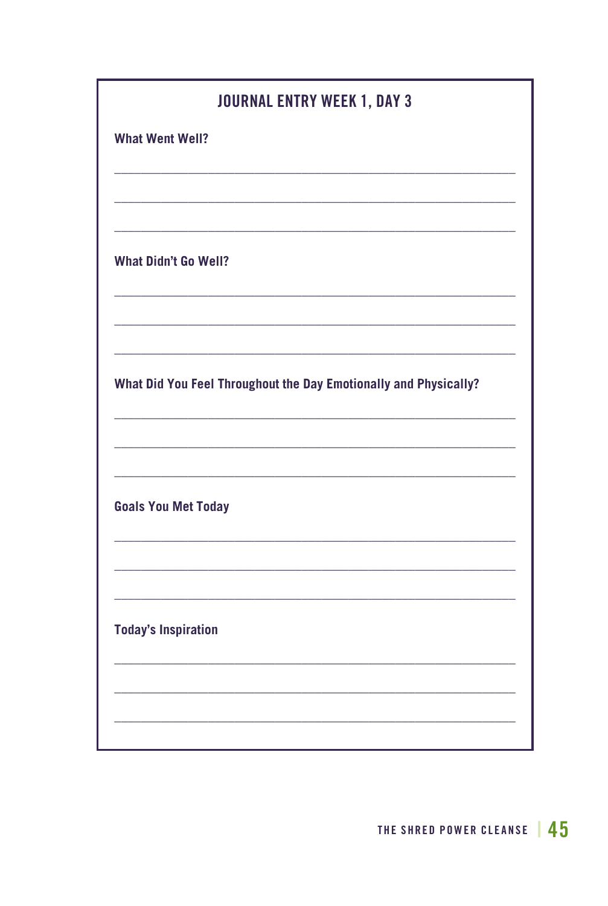## JOURNAL ENTRY WEEK 1, DAY 3

**What Went Well?**

_______________________________________________

_______________________________________________

_______________________________________________

**What Didn't Go Well?**

_______________________________________________

_______________________________________________

_______________________________________________

**What Did You Feel Throughout the Day Emotionally and Physically?**

_______________________________________________

_______________________________________________

_______________________________________________

**Goals You Met Today**

_______________________________________________

_______________________________________________

_______________________________________________

**Today's Inspiration**

_______________________________________________

_______________________________________________

_______________________________________________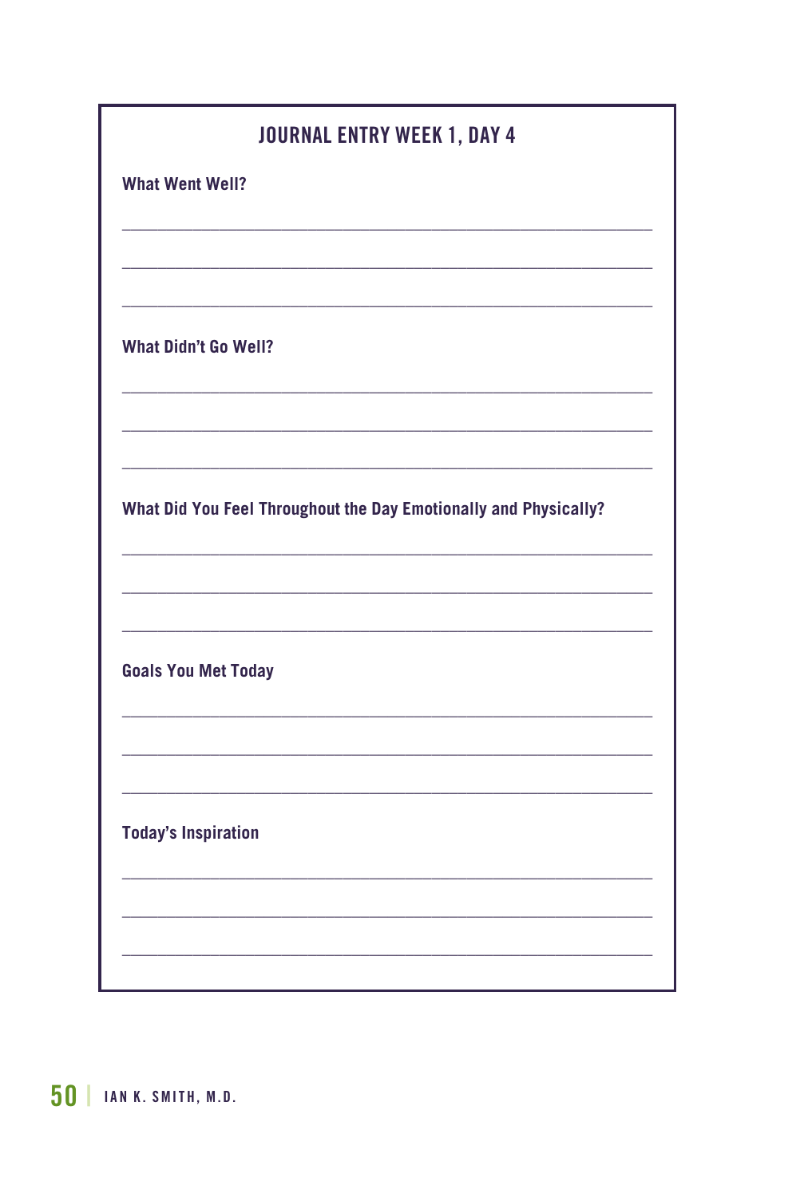## JOURNAL ENTRY WEEK 1, DAY 4

**What Went Well?**

___________________________________________________________

___________________________________________________________

___________________________________________________________

**What Didn't Go Well?**

___________________________________________________________

___________________________________________________________

___________________________________________________________

**What Did You Feel Throughout the Day Emotionally and Physically?**

___________________________________________________________

___________________________________________________________

___________________________________________________________

**Goals You Met Today**

___________________________________________________________

___________________________________________________________

___________________________________________________________

**Today's Inspiration**

___________________________________________________________

___________________________________________________________

___________________________________________________________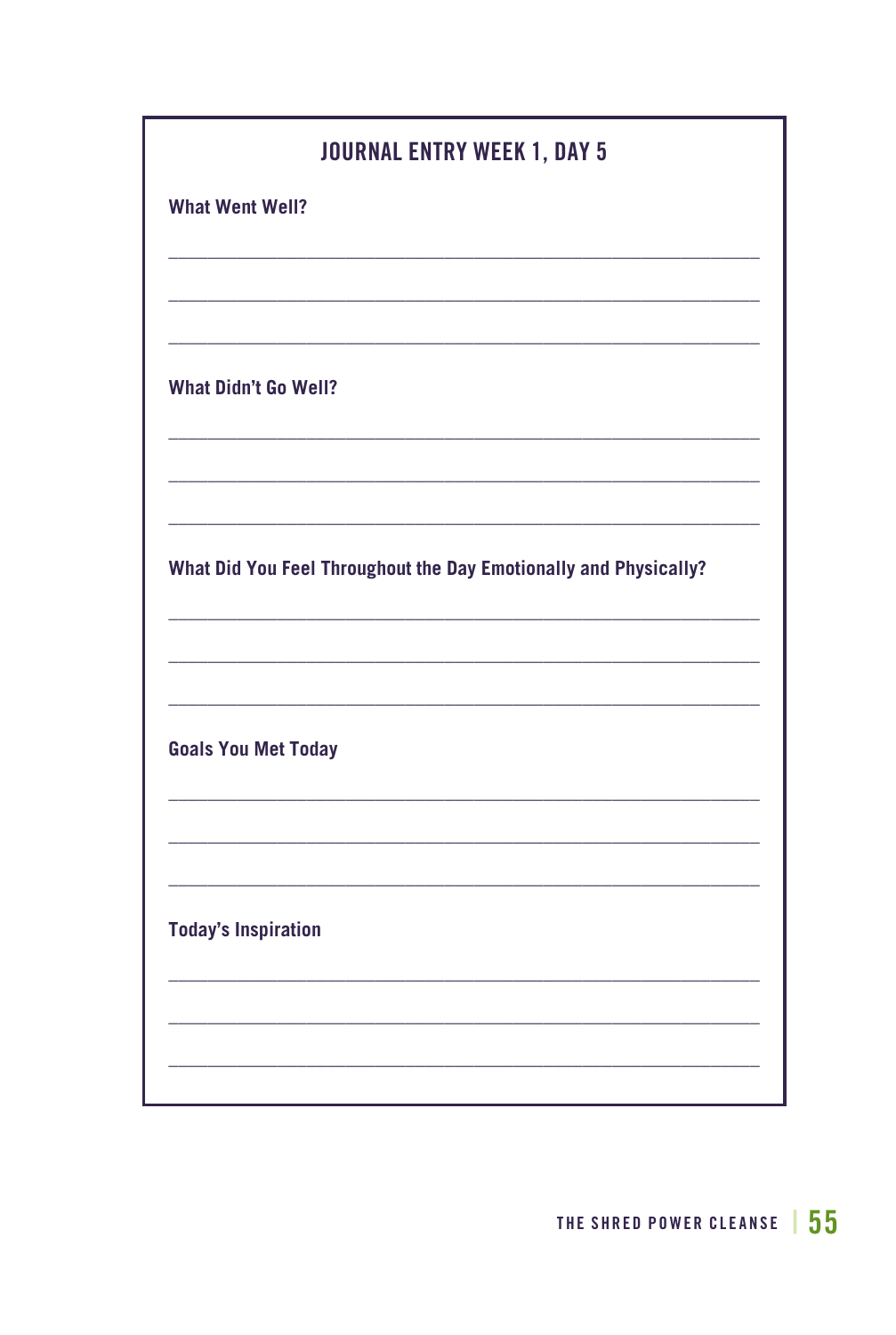## JOURNAL ENTRY WEEK 1, DAY 5

**What Went Well?**

_______________________________________________________________

_______________________________________________________________

_______________________________________________________________

**What Didn't Go Well?**

_______________________________________________________________

_______________________________________________________________

_______________________________________________________________

**What Did You Feel Throughout the Day Emotionally and Physically?**

_______________________________________________________________

_______________________________________________________________

_______________________________________________________________

**Goals You Met Today**

_______________________________________________________________

_______________________________________________________________

_______________________________________________________________

**Today's Inspiration**

_______________________________________________________________

_______________________________________________________________

_______________________________________________________________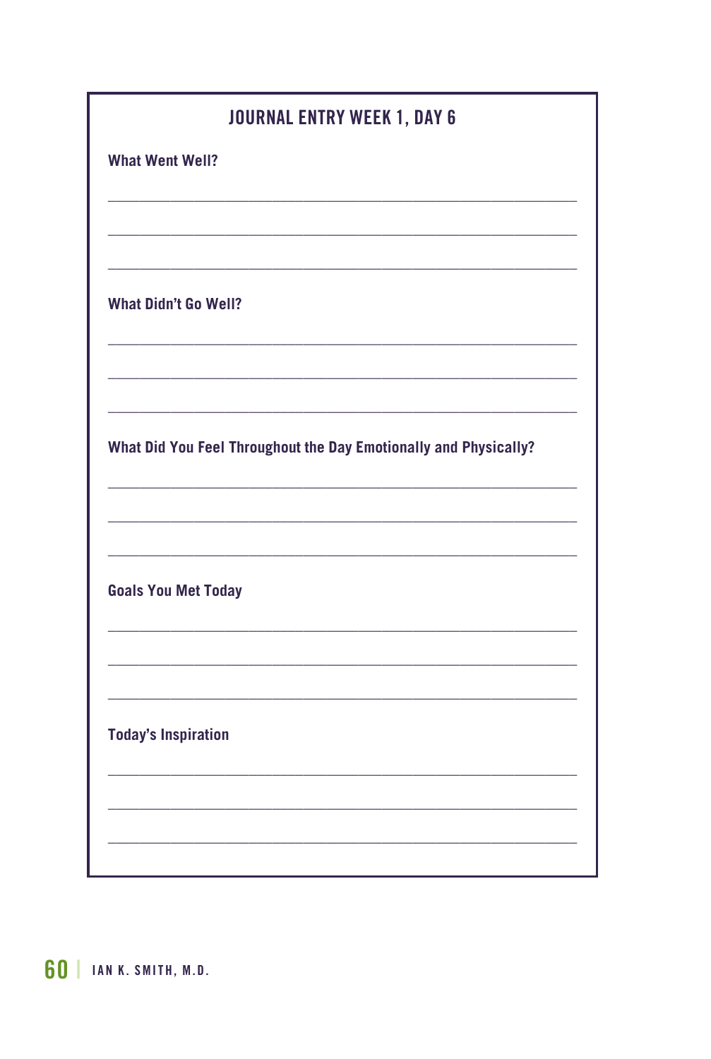## JOURNAL ENTRY WEEK 1, DAY 6

**What Went Well?**

\_\_\_\_\_\_\_\_\_\_\_\_\_\_\_\_\_\_\_\_\_\_\_\_\_\_\_\_\_\_\_\_\_\_\_\_\_\_\_\_\_\_\_\_\_\_\_\_\_\_\_\_\_\_\_\_\_\_\_\_

\_\_\_\_\_\_\_\_\_\_\_\_\_\_\_\_\_\_\_\_\_\_\_\_\_\_\_\_\_\_\_\_\_\_\_\_\_\_\_\_\_\_\_\_\_\_\_\_\_\_\_\_\_\_\_\_\_\_\_\_

\_\_\_\_\_\_\_\_\_\_\_\_\_\_\_\_\_\_\_\_\_\_\_\_\_\_\_\_\_\_\_\_\_\_\_\_\_\_\_\_\_\_\_\_\_\_\_\_\_\_\_\_\_\_\_\_\_\_\_\_

**What Didn't Go Well?**

\_\_\_\_\_\_\_\_\_\_\_\_\_\_\_\_\_\_\_\_\_\_\_\_\_\_\_\_\_\_\_\_\_\_\_\_\_\_\_\_\_\_\_\_\_\_\_\_\_\_\_\_\_\_\_\_\_\_\_\_

\_\_\_\_\_\_\_\_\_\_\_\_\_\_\_\_\_\_\_\_\_\_\_\_\_\_\_\_\_\_\_\_\_\_\_\_\_\_\_\_\_\_\_\_\_\_\_\_\_\_\_\_\_\_\_\_\_\_\_\_

\_\_\_\_\_\_\_\_\_\_\_\_\_\_\_\_\_\_\_\_\_\_\_\_\_\_\_\_\_\_\_\_\_\_\_\_\_\_\_\_\_\_\_\_\_\_\_\_\_\_\_\_\_\_\_\_\_\_\_\_

**What Did You Feel Throughout the Day Emotionally and Physically?**

\_\_\_\_\_\_\_\_\_\_\_\_\_\_\_\_\_\_\_\_\_\_\_\_\_\_\_\_\_\_\_\_\_\_\_\_\_\_\_\_\_\_\_\_\_\_\_\_\_\_\_\_\_\_\_\_\_\_\_\_

\_\_\_\_\_\_\_\_\_\_\_\_\_\_\_\_\_\_\_\_\_\_\_\_\_\_\_\_\_\_\_\_\_\_\_\_\_\_\_\_\_\_\_\_\_\_\_\_\_\_\_\_\_\_\_\_\_\_\_\_

\_\_\_\_\_\_\_\_\_\_\_\_\_\_\_\_\_\_\_\_\_\_\_\_\_\_\_\_\_\_\_\_\_\_\_\_\_\_\_\_\_\_\_\_\_\_\_\_\_\_\_\_\_\_\_\_\_\_\_\_

**Goals You Met Today**

\_\_\_\_\_\_\_\_\_\_\_\_\_\_\_\_\_\_\_\_\_\_\_\_\_\_\_\_\_\_\_\_\_\_\_\_\_\_\_\_\_\_\_\_\_\_\_\_\_\_\_\_\_\_\_\_\_\_\_\_

\_\_\_\_\_\_\_\_\_\_\_\_\_\_\_\_\_\_\_\_\_\_\_\_\_\_\_\_\_\_\_\_\_\_\_\_\_\_\_\_\_\_\_\_\_\_\_\_\_\_\_\_\_\_\_\_\_\_\_\_

\_\_\_\_\_\_\_\_\_\_\_\_\_\_\_\_\_\_\_\_\_\_\_\_\_\_\_\_\_\_\_\_\_\_\_\_\_\_\_\_\_\_\_\_\_\_\_\_\_\_\_\_\_\_\_\_\_\_\_\_

**Today's Inspiration**

\_\_\_\_\_\_\_\_\_\_\_\_\_\_\_\_\_\_\_\_\_\_\_\_\_\_\_\_\_\_\_\_\_\_\_\_\_\_\_\_\_\_\_\_\_\_\_\_\_\_\_\_\_\_\_\_\_\_\_\_

\_\_\_\_\_\_\_\_\_\_\_\_\_\_\_\_\_\_\_\_\_\_\_\_\_\_\_\_\_\_\_\_\_\_\_\_\_\_\_\_\_\_\_\_\_\_\_\_\_\_\_\_\_\_\_\_\_\_\_\_

\_\_\_\_\_\_\_\_\_\_\_\_\_\_\_\_\_\_\_\_\_\_\_\_\_\_\_\_\_\_\_\_\_\_\_\_\_\_\_\_\_\_\_\_\_\_\_\_\_\_\_\_\_\_\_\_\_\_\_\_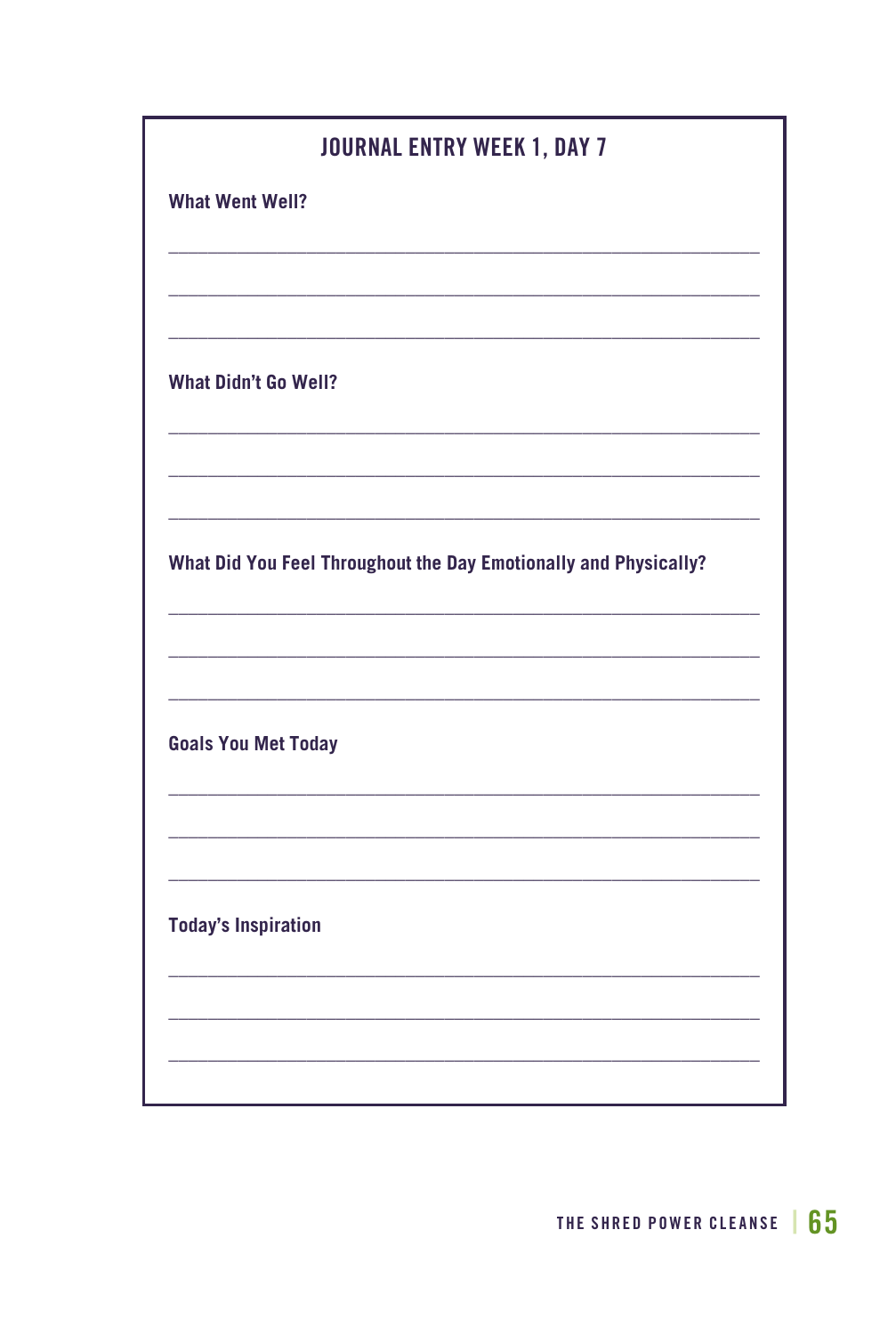## JOURNAL ENTRY WEEK 1, DAY 7

**What Went Well?**

______________________________________________________________

______________________________________________________________

______________________________________________________________

**What Didn't Go Well?**

______________________________________________________________

______________________________________________________________

______________________________________________________________

**What Did You Feel Throughout the Day Emotionally and Physically?**

______________________________________________________________

______________________________________________________________

______________________________________________________________

**Goals You Met Today**

______________________________________________________________

______________________________________________________________

______________________________________________________________

**Today's Inspiration**

______________________________________________________________

______________________________________________________________

______________________________________________________________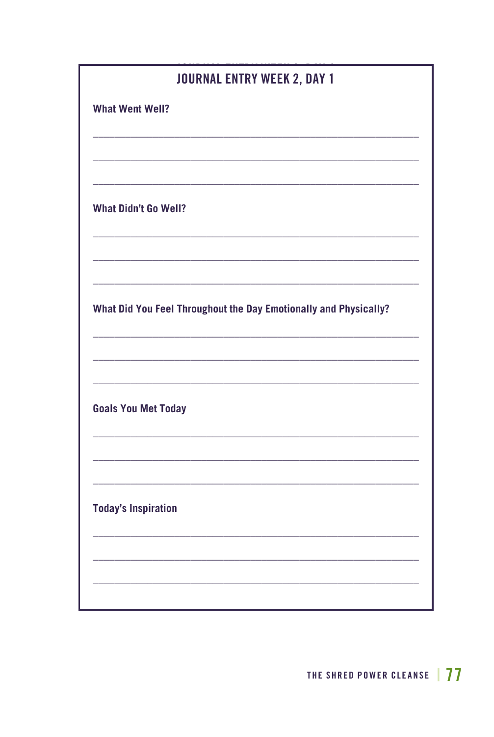## JOURNAL ENTRY WEEK 2, DAY 1

**What Went Well?**

______________________________________________________________

______________________________________________________________

______________________________________________________________

**What Didn't Go Well?**

______________________________________________________________

______________________________________________________________

______________________________________________________________

**What Did You Feel Throughout the Day Emotionally and Physically?**

______________________________________________________________

______________________________________________________________

______________________________________________________________

**Goals You Met Today**

______________________________________________________________

______________________________________________________________

______________________________________________________________

**Today's Inspiration**

______________________________________________________________

______________________________________________________________

______________________________________________________________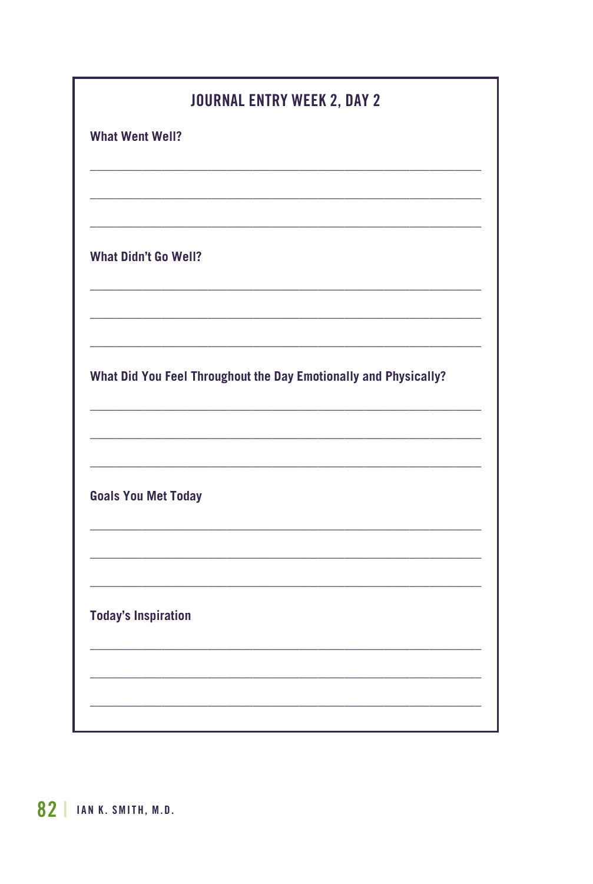## JOURNAL ENTRY WEEK 2, DAY 2

**What Went Well?**

___

___

___

**What Didn't Go Well?**

___

___

___

**What Did You Feel Throughout the Day Emotionally and Physically?**

___

___

___

**Goals You Met Today**

___

___

___

**Today's Inspiration**

___

___

___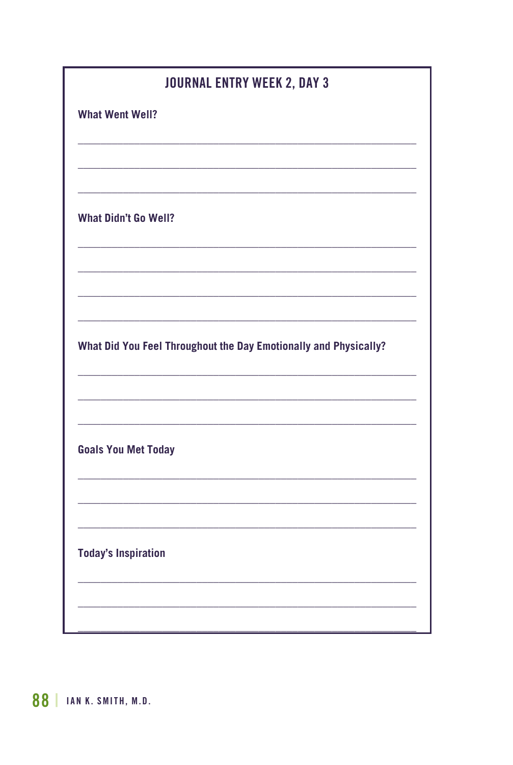## JOURNAL ENTRY WEEK 2, DAY 3

**What Went Well?**

______________________________________________________________

______________________________________________________________

______________________________________________________________

**What Didn't Go Well?**

______________________________________________________________

______________________________________________________________

______________________________________________________________

______________________________________________________________

**What Did You Feel Throughout the Day Emotionally and Physically?**

______________________________________________________________

______________________________________________________________

______________________________________________________________

**Goals You Met Today**

______________________________________________________________

______________________________________________________________

______________________________________________________________

**Today's Inspiration**

______________________________________________________________

______________________________________________________________

______________________________________________________________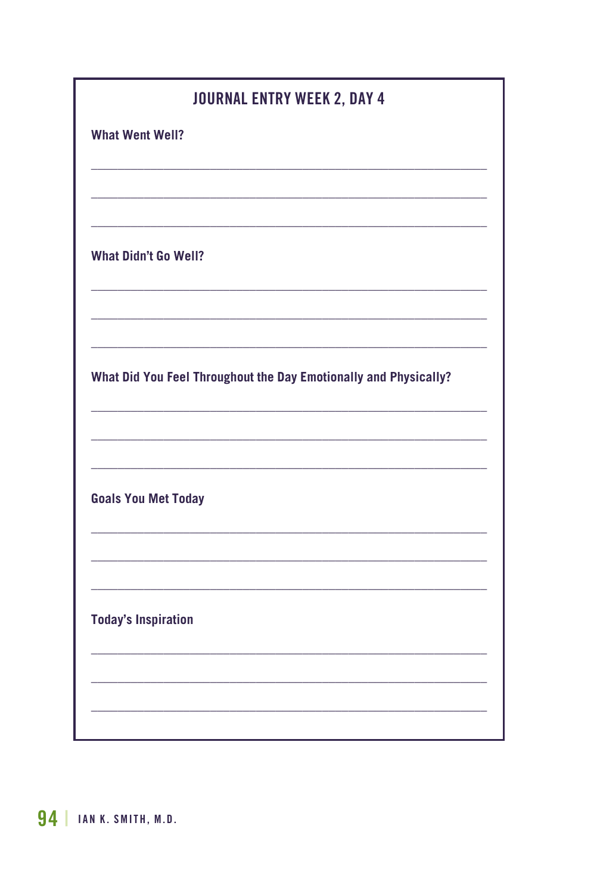## JOURNAL ENTRY WEEK 2, DAY 4

**What Went Well?**

\_\_\_\_\_\_\_\_\_\_\_\_\_\_\_\_\_\_\_\_\_\_\_\_\_\_\_\_\_\_\_\_\_\_\_\_\_\_\_\_\_\_\_\_\_\_\_\_

\_\_\_\_\_\_\_\_\_\_\_\_\_\_\_\_\_\_\_\_\_\_\_\_\_\_\_\_\_\_\_\_\_\_\_\_\_\_\_\_\_\_\_\_\_\_\_\_

\_\_\_\_\_\_\_\_\_\_\_\_\_\_\_\_\_\_\_\_\_\_\_\_\_\_\_\_\_\_\_\_\_\_\_\_\_\_\_\_\_\_\_\_\_\_\_\_

**What Didn't Go Well?**

\_\_\_\_\_\_\_\_\_\_\_\_\_\_\_\_\_\_\_\_\_\_\_\_\_\_\_\_\_\_\_\_\_\_\_\_\_\_\_\_\_\_\_\_\_\_\_\_

\_\_\_\_\_\_\_\_\_\_\_\_\_\_\_\_\_\_\_\_\_\_\_\_\_\_\_\_\_\_\_\_\_\_\_\_\_\_\_\_\_\_\_\_\_\_\_\_

\_\_\_\_\_\_\_\_\_\_\_\_\_\_\_\_\_\_\_\_\_\_\_\_\_\_\_\_\_\_\_\_\_\_\_\_\_\_\_\_\_\_\_\_\_\_\_\_

**What Did You Feel Throughout the Day Emotionally and Physically?**

\_\_\_\_\_\_\_\_\_\_\_\_\_\_\_\_\_\_\_\_\_\_\_\_\_\_\_\_\_\_\_\_\_\_\_\_\_\_\_\_\_\_\_\_\_\_\_\_

\_\_\_\_\_\_\_\_\_\_\_\_\_\_\_\_\_\_\_\_\_\_\_\_\_\_\_\_\_\_\_\_\_\_\_\_\_\_\_\_\_\_\_\_\_\_\_\_

\_\_\_\_\_\_\_\_\_\_\_\_\_\_\_\_\_\_\_\_\_\_\_\_\_\_\_\_\_\_\_\_\_\_\_\_\_\_\_\_\_\_\_\_\_\_\_\_

**Goals You Met Today**

\_\_\_\_\_\_\_\_\_\_\_\_\_\_\_\_\_\_\_\_\_\_\_\_\_\_\_\_\_\_\_\_\_\_\_\_\_\_\_\_\_\_\_\_\_\_\_\_

\_\_\_\_\_\_\_\_\_\_\_\_\_\_\_\_\_\_\_\_\_\_\_\_\_\_\_\_\_\_\_\_\_\_\_\_\_\_\_\_\_\_\_\_\_\_\_\_

\_\_\_\_\_\_\_\_\_\_\_\_\_\_\_\_\_\_\_\_\_\_\_\_\_\_\_\_\_\_\_\_\_\_\_\_\_\_\_\_\_\_\_\_\_\_\_\_

**Today's Inspiration**

\_\_\_\_\_\_\_\_\_\_\_\_\_\_\_\_\_\_\_\_\_\_\_\_\_\_\_\_\_\_\_\_\_\_\_\_\_\_\_\_\_\_\_\_\_\_\_\_

\_\_\_\_\_\_\_\_\_\_\_\_\_\_\_\_\_\_\_\_\_\_\_\_\_\_\_\_\_\_\_\_\_\_\_\_\_\_\_\_\_\_\_\_\_\_\_\_

\_\_\_\_\_\_\_\_\_\_\_\_\_\_\_\_\_\_\_\_\_\_\_\_\_\_\_\_\_\_\_\_\_\_\_\_\_\_\_\_\_\_\_\_\_\_\_\_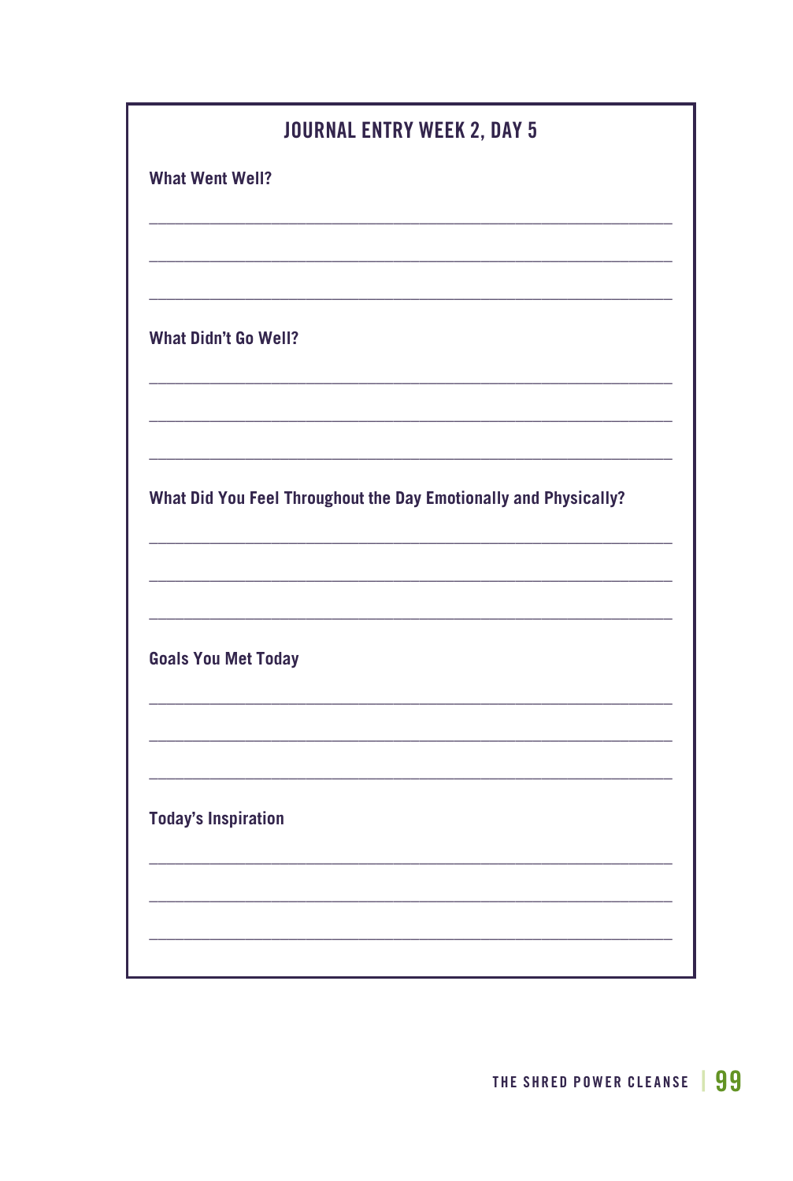## JOURNAL ENTRY WEEK 2, DAY 5

**What Went Well?**

___________________________________________________________

___________________________________________________________

___________________________________________________________

**What Didn't Go Well?**

___________________________________________________________

___________________________________________________________

___________________________________________________________

**What Did You Feel Throughout the Day Emotionally and Physically?**

___________________________________________________________

___________________________________________________________

___________________________________________________________

**Goals You Met Today**

___________________________________________________________

___________________________________________________________

___________________________________________________________

**Today's Inspiration**

___________________________________________________________

___________________________________________________________

___________________________________________________________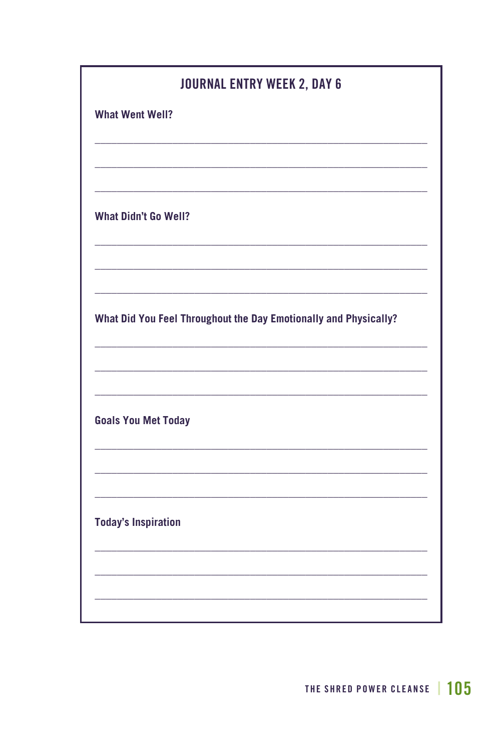## JOURNAL ENTRY WEEK 2, DAY 6

**What Went Well?**

______________________________________________________________

______________________________________________________________

______________________________________________________________

**What Didn't Go Well?**

______________________________________________________________

______________________________________________________________

______________________________________________________________

**What Did You Feel Throughout the Day Emotionally and Physically?**

______________________________________________________________

______________________________________________________________

______________________________________________________________

**Goals You Met Today**

______________________________________________________________

______________________________________________________________

______________________________________________________________

**Today's Inspiration**

______________________________________________________________

______________________________________________________________

______________________________________________________________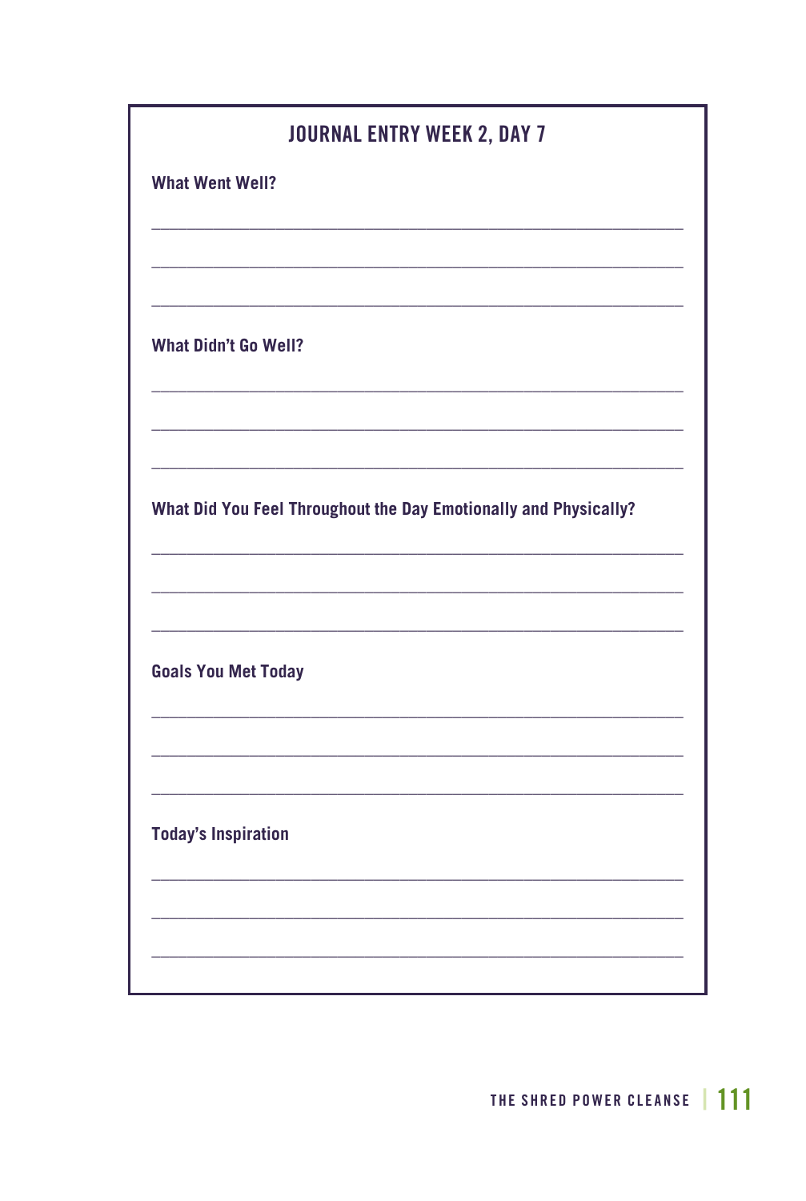## JOURNAL ENTRY WEEK 2, DAY 7

**What Went Well?**

\_\_\_\_\_\_\_\_\_\_\_\_\_\_\_\_\_\_\_\_\_\_\_\_\_\_\_\_\_\_\_\_\_\_\_\_\_\_\_\_\_\_\_\_\_\_\_\_\_\_\_\_\_\_\_\_\_\_\_\_

\_\_\_\_\_\_\_\_\_\_\_\_\_\_\_\_\_\_\_\_\_\_\_\_\_\_\_\_\_\_\_\_\_\_\_\_\_\_\_\_\_\_\_\_\_\_\_\_\_\_\_\_\_\_\_\_\_\_\_\_

\_\_\_\_\_\_\_\_\_\_\_\_\_\_\_\_\_\_\_\_\_\_\_\_\_\_\_\_\_\_\_\_\_\_\_\_\_\_\_\_\_\_\_\_\_\_\_\_\_\_\_\_\_\_\_\_\_\_\_\_

**What Didn't Go Well?**

\_\_\_\_\_\_\_\_\_\_\_\_\_\_\_\_\_\_\_\_\_\_\_\_\_\_\_\_\_\_\_\_\_\_\_\_\_\_\_\_\_\_\_\_\_\_\_\_\_\_\_\_\_\_\_\_\_\_\_\_

\_\_\_\_\_\_\_\_\_\_\_\_\_\_\_\_\_\_\_\_\_\_\_\_\_\_\_\_\_\_\_\_\_\_\_\_\_\_\_\_\_\_\_\_\_\_\_\_\_\_\_\_\_\_\_\_\_\_\_\_

\_\_\_\_\_\_\_\_\_\_\_\_\_\_\_\_\_\_\_\_\_\_\_\_\_\_\_\_\_\_\_\_\_\_\_\_\_\_\_\_\_\_\_\_\_\_\_\_\_\_\_\_\_\_\_\_\_\_\_\_

**What Did You Feel Throughout the Day Emotionally and Physically?**

\_\_\_\_\_\_\_\_\_\_\_\_\_\_\_\_\_\_\_\_\_\_\_\_\_\_\_\_\_\_\_\_\_\_\_\_\_\_\_\_\_\_\_\_\_\_\_\_\_\_\_\_\_\_\_\_\_\_\_\_

\_\_\_\_\_\_\_\_\_\_\_\_\_\_\_\_\_\_\_\_\_\_\_\_\_\_\_\_\_\_\_\_\_\_\_\_\_\_\_\_\_\_\_\_\_\_\_\_\_\_\_\_\_\_\_\_\_\_\_\_

\_\_\_\_\_\_\_\_\_\_\_\_\_\_\_\_\_\_\_\_\_\_\_\_\_\_\_\_\_\_\_\_\_\_\_\_\_\_\_\_\_\_\_\_\_\_\_\_\_\_\_\_\_\_\_\_\_\_\_\_

**Goals You Met Today**

\_\_\_\_\_\_\_\_\_\_\_\_\_\_\_\_\_\_\_\_\_\_\_\_\_\_\_\_\_\_\_\_\_\_\_\_\_\_\_\_\_\_\_\_\_\_\_\_\_\_\_\_\_\_\_\_\_\_\_\_

\_\_\_\_\_\_\_\_\_\_\_\_\_\_\_\_\_\_\_\_\_\_\_\_\_\_\_\_\_\_\_\_\_\_\_\_\_\_\_\_\_\_\_\_\_\_\_\_\_\_\_\_\_\_\_\_\_\_\_\_

\_\_\_\_\_\_\_\_\_\_\_\_\_\_\_\_\_\_\_\_\_\_\_\_\_\_\_\_\_\_\_\_\_\_\_\_\_\_\_\_\_\_\_\_\_\_\_\_\_\_\_\_\_\_\_\_\_\_\_\_

**Today's Inspiration**

\_\_\_\_\_\_\_\_\_\_\_\_\_\_\_\_\_\_\_\_\_\_\_\_\_\_\_\_\_\_\_\_\_\_\_\_\_\_\_\_\_\_\_\_\_\_\_\_\_\_\_\_\_\_\_\_\_\_\_\_

\_\_\_\_\_\_\_\_\_\_\_\_\_\_\_\_\_\_\_\_\_\_\_\_\_\_\_\_\_\_\_\_\_\_\_\_\_\_\_\_\_\_\_\_\_\_\_\_\_\_\_\_\_\_\_\_\_\_\_\_

\_\_\_\_\_\_\_\_\_\_\_\_\_\_\_\_\_\_\_\_\_\_\_\_\_\_\_\_\_\_\_\_\_\_\_\_\_\_\_\_\_\_\_\_\_\_\_\_\_\_\_\_\_\_\_\_\_\_\_\_